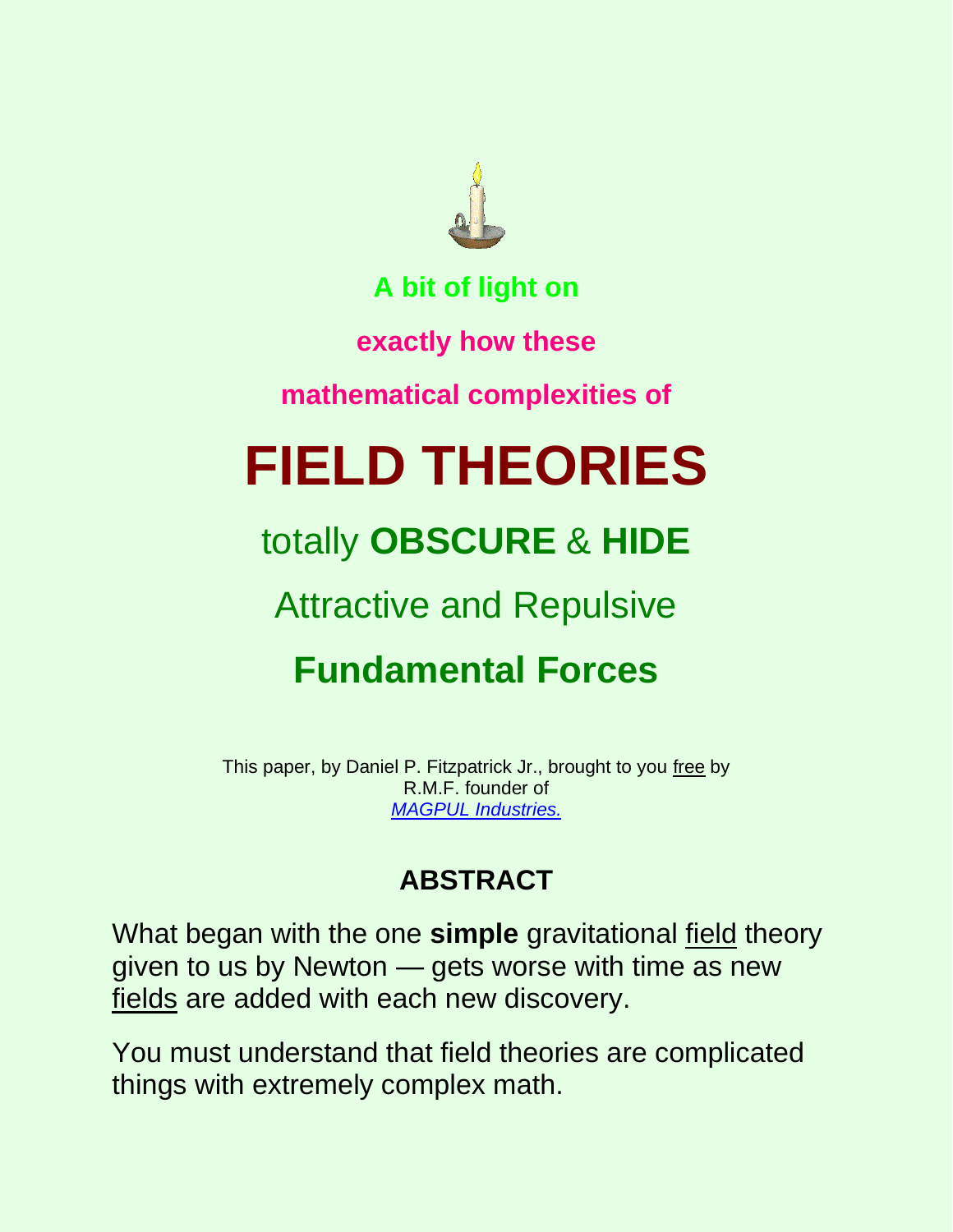A bit of light on

exactly how these

mathematical complexities of

# FIELD THEORIES

## totally **OBSCURE** & **HIDE**

## Attractive and Repulsive

## **Fundamental Forces**

This paper, by Daniel P. Fitzpatrick Jr., brought to you free by R.M.F. founder of *MAGPUL Industries.*

## ABSTRACT

What began with the one **simple** gravitational field theory given to us by Newton — gets worse with time as new fields are added with each new discovery.

You must understand that field theories are complicated things with extremely complex math.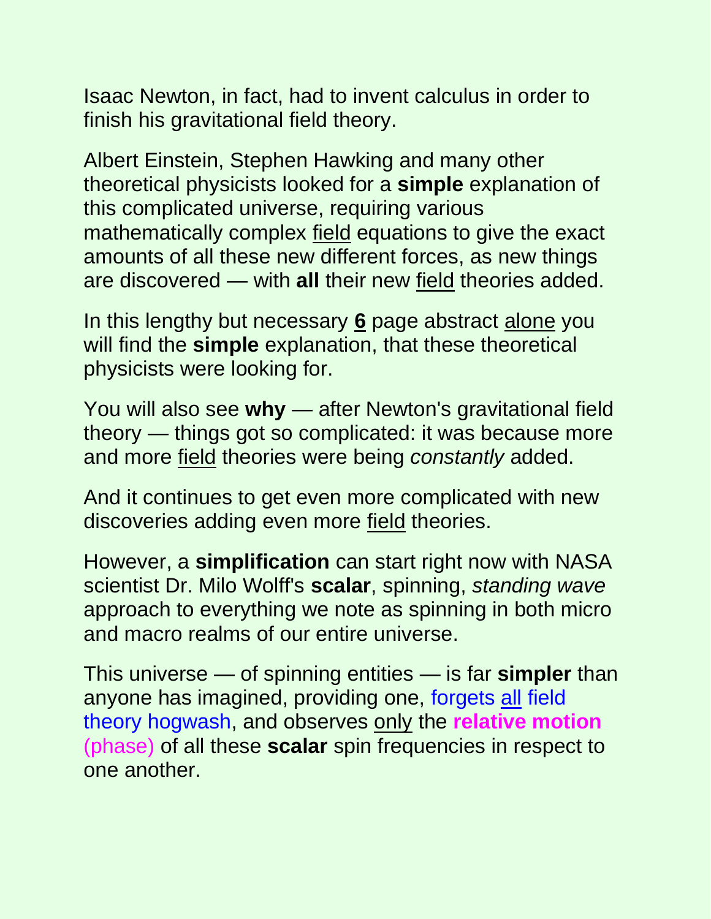Isaac Newton, in fact, had to invent calculus in order to finish his gravitational field theory.

Albert Einstein, Stephen Hawking and many other theoretical physicists looked for a **simple** explanation of this complicated universe, requiring various mathematically complex field equations to give the exact amounts of all these new different forces, as new things are discovered — with **all** their new field theories added.

In this lengthy but necessary **6** page abstract alone you will find the **simple** explanation, that these theoretical physicists were looking for.

You will also see **why** — after Newton's gravitational field theory — things got so complicated: it was because more and more field theories were being *constantly* added.

And it continues to get even more complicated with new discoveries adding even more field theories.

However, a **simplification** can start right now with NASA scientist Dr. Milo Wolff's **scalar**, spinning, *standing wave* approach to everything we note as spinning in both micro and macro realms of our entire universe.

This universe — of spinning entities — is far **simpler** than anyone has imagined, providing one, forgets all field theory hogwash, and observes only the **relative motion** (phase) of all these **scalar** spin frequencies in respect to one another.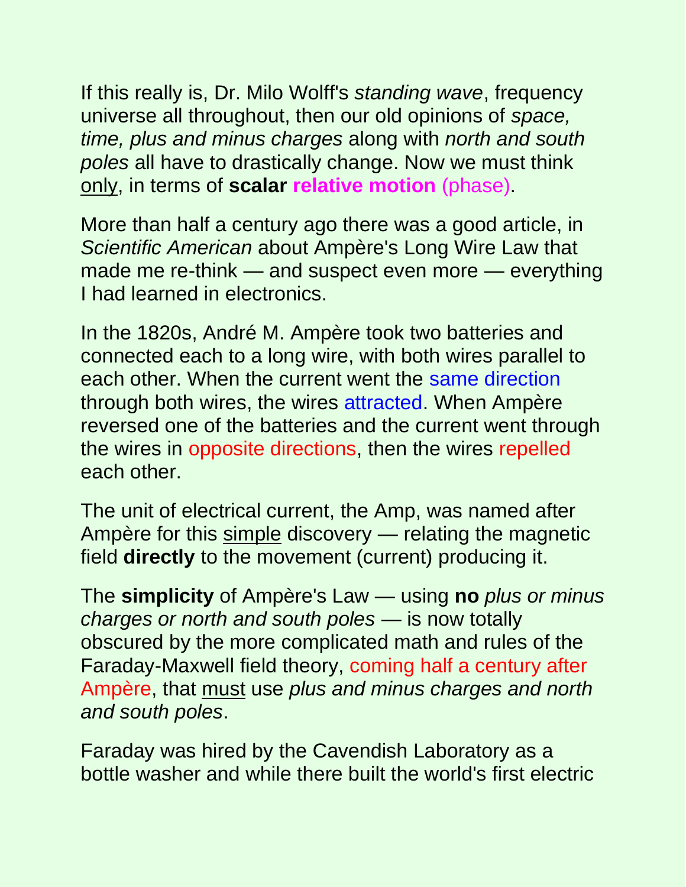If this really is, Dr. Milo Wolff's *standing wave*, frequency universe all throughout, then our old opinions of *space, time, plus and minus charges* along with *north and south poles* all have to drastically change. Now we must think only, in terms of **scalar relative motion** (phase).

More than half a century ago there was a good article, in *Scientific American* about Ampère's Long Wire Law that made me re-think — and suspect even more — everything I had learned in electronics.

In the 1820s, André M. Ampère took two batteries and connected each to a long wire, with both wires parallel to each other. When the current went the same direction through both wires, the wires attracted. When Ampère reversed one of the batteries and the current went through the wires in opposite directions, then the wires repelled each other.

The unit of electrical current, the Amp, was named after Ampère for this simple discovery — relating the magnetic field **directly** to the movement (current) producing it.

The **simplicity** of Ampère's Law — using **no** *plus or minus charges or north and south poles* — is now totally obscured by the more complicated math and rules of the Faraday-Maxwell field theory, coming half a century after Ampère, that must use *plus and minus charges and north and south poles*.

Faraday was hired by the Cavendish Laboratory as a bottle washer and while there built the world's first electric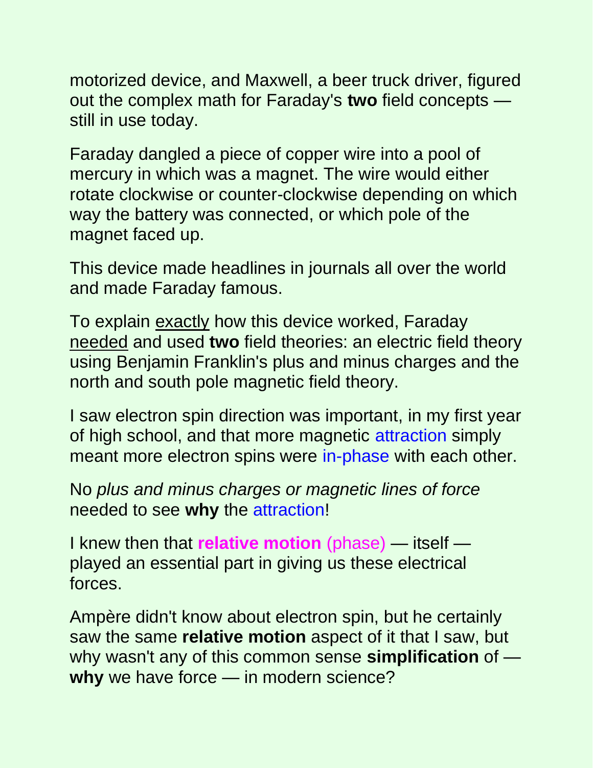motorized device, and Maxwell, a beer truck driver, figured out the complex math for Faraday's **two** field concepts — still in use today.

Faraday dangled a piece of copper wire into a pool of mercury in which was a magnet. The wire would either rotate clockwise or counter-clockwise depending on which way the battery was connected, or which pole of the magnet faced up.

This device made headlines in journals all over the world and made Faraday famous.

To explain <u>exactly</u> how this device worked, Faraday <u>needed</u> and used **two** field theories: an electric field theory using Benjamin Franklin's plus and minus charges and the north and south pole magnetic field theory.

I saw electron spin direction was important, in my first year of high school, and that more magnetic attraction simply meant more electron spins were in-phase with each other.

No *plus and minus charges or magnetic lines of force* needed to see **why** the attraction!

I knew then that **relative motion** (phase) — itself — played an essential part in giving us these electrical forces.

Ampère didn't know about electron spin, but he certainly saw the same **relative motion** aspect of it that I saw, but why wasn't any of this common sense **simplification** of — **why** we have force — in modern science?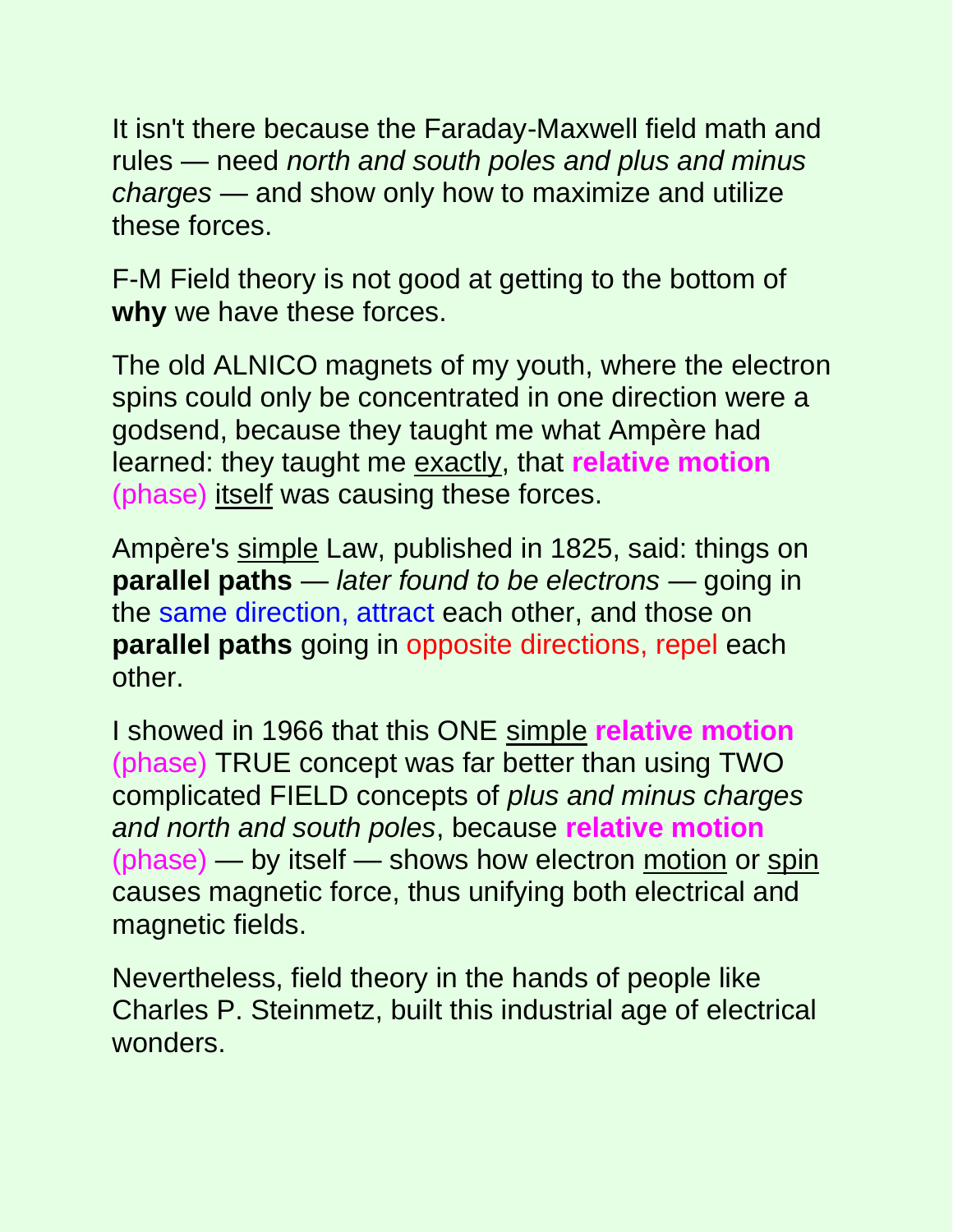It isn't there because the Faraday-Maxwell field math and rules — need *north and south poles and plus and minus charges* — and show only how to maximize and utilize these forces.

F-M Field theory is not good at getting to the bottom of **why** we have these forces.

The old ALNICO magnets of my youth, where the electron spins could only be concentrated in one direction were a godsend, because they taught me what Ampère had learned: they taught me exactly, that **relative motion** (phase) itself was causing these forces.

Ampère's simple Law, published in 1825, said: things on **parallel paths** — *later found to be electrons* — going in the same direction, attract each other, and those on **parallel paths** going in opposite directions, repel each other.

I showed in 1966 that this ONE simple **relative motion** (phase) TRUE concept was far better than using TWO complicated FIELD concepts of *plus and minus charges and north and south poles*, because **relative motion** (phase) — by itself — shows how electron motion or spin causes magnetic force, thus unifying both electrical and magnetic fields.

Nevertheless, field theory in the hands of people like Charles P. Steinmetz, built this industrial age of electrical wonders.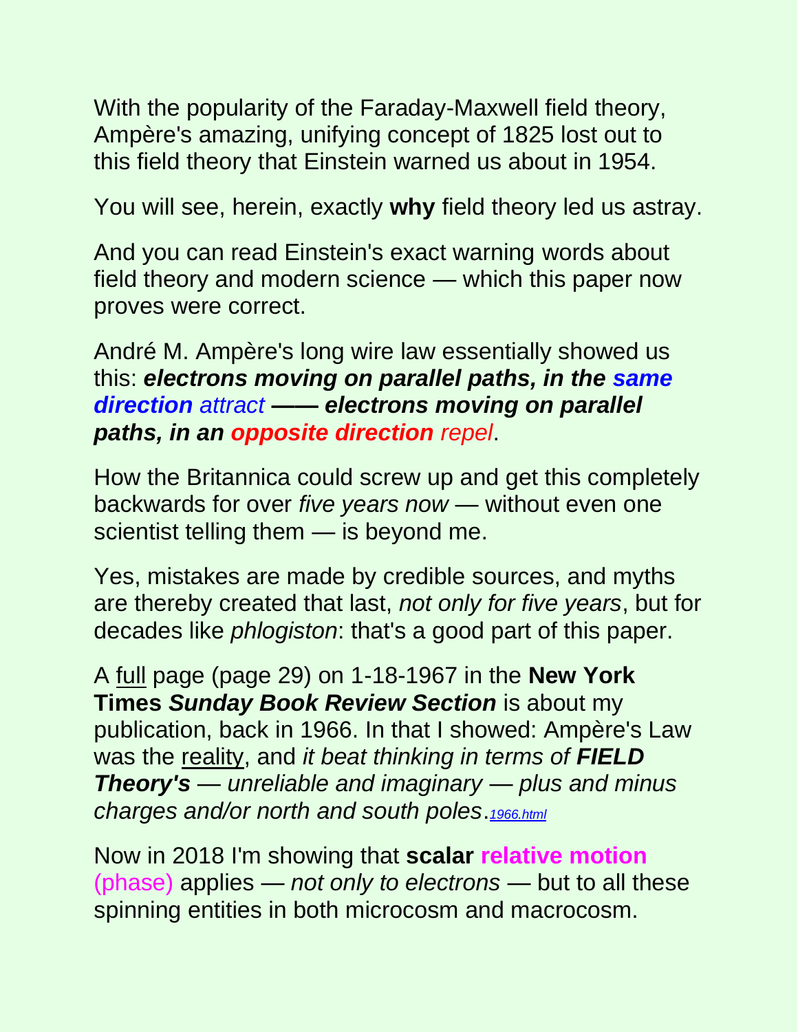With the popularity of the Faraday-Maxwell field theory, Ampère's amazing, unifying concept of 1825 lost out to this field theory that Einstein warned us about in 1954.

You will see, herein, exactly **why** field theory led us astray.

And you can read Einstein's exact warning words about field theory and modern science — which this paper now proves were correct.

André M. Ampère's long wire law essentially showed us this: ***electrons moving on parallel paths, in the same direction*** *attract* ***—— electrons moving on parallel paths, in an opposite direction*** *repel*.

How the Britannica could screw up and get this completely backwards for over *five years now* — without even one scientist telling them — is beyond me.

Yes, mistakes are made by credible sources, and myths are thereby created that last, *not only for five years*, but for decades like *phlogiston*: that's a good part of this paper.

A full page (page 29) on 1-18-1967 in the **New York Times *Sunday Book Review Section*** is about my publication, back in 1966. In that I showed: Ampère's Law was the reality, and *it beat thinking in terms of **FIELD Theory's** — unreliable and imaginary — plus and minus charges and/or north and south poles*.*1966.html*

Now in 2018 I'm showing that **scalar relative motion** (phase) applies — *not only to electrons* — but to all these spinning entities in both microcosm and macrocosm.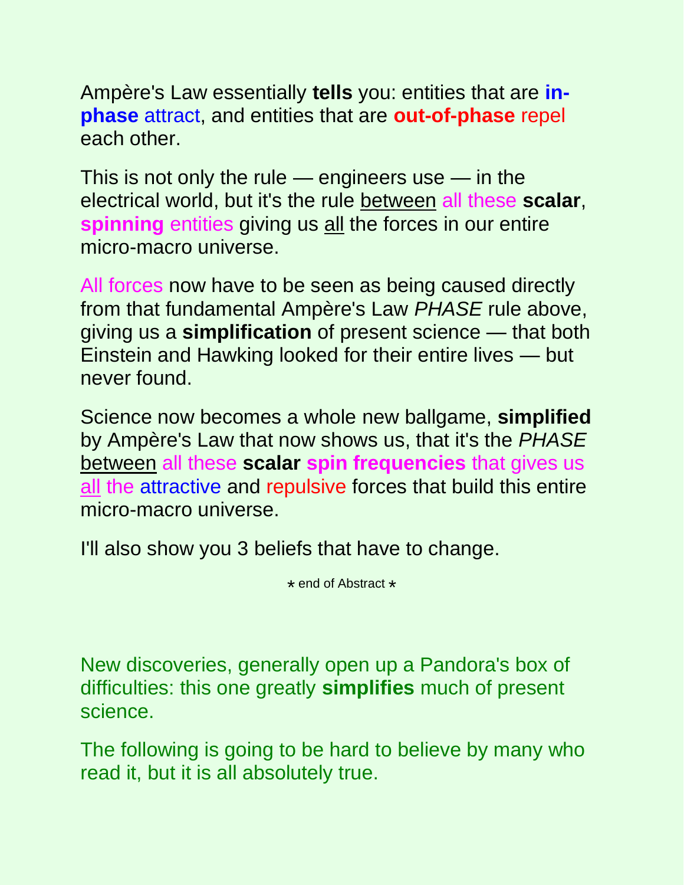Ampère's Law essentially **tells** you: entities that are **in-phase** attract, and entities that are **out-of-phase** repel each other.

This is not only the rule — engineers use — in the electrical world, but it's the rule <u>between</u> all these **scalar**, **spinning** entities giving us <u>all</u> the forces in our entire micro-macro universe.

All forces now have to be seen as being caused directly from that fundamental Ampère's Law *PHASE* rule above, giving us a **simplification** of present science — that both Einstein and Hawking looked for their entire lives — but never found.

Science now becomes a whole new ballgame, **simplified** by Ampère's Law that now shows us, that it's the *PHASE* <u>between</u> all these **scalar** **spin frequencies** that gives us <u>all</u> the attractive and repulsive forces that build this entire micro-macro universe.

I'll also show you 3 beliefs that have to change.

⋆ end of Abstract ⋆

New discoveries, generally open up a Pandora's box of difficulties: this one greatly **simplifies** much of present science.

The following is going to be hard to believe by many who read it, but it is all absolutely true.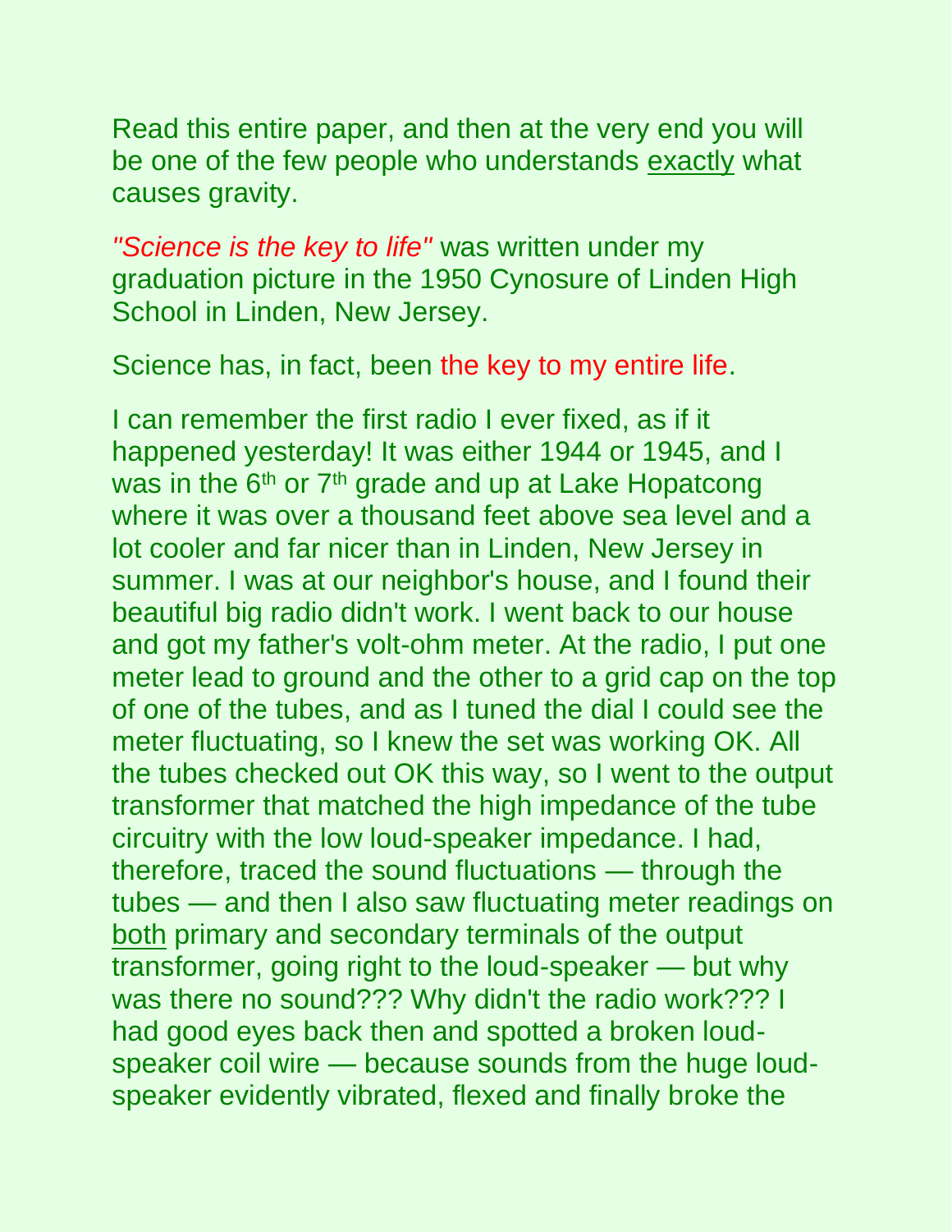Read this entire paper, and then at the very end you will be one of the few people who understands exactly what causes gravity.

*"Science is the key to life"* was written under my graduation picture in the 1950 Cynosure of Linden High School in Linden, New Jersey.

Science has, in fact, been the key to my entire life.

I can remember the first radio I ever fixed, as if it happened yesterday! It was either 1944 or 1945, and I was in the 6th or 7th grade and up at Lake Hopatcong where it was over a thousand feet above sea level and a lot cooler and far nicer than in Linden, New Jersey in summer. I was at our neighbor's house, and I found their beautiful big radio didn't work. I went back to our house and got my father's volt-ohm meter. At the radio, I put one meter lead to ground and the other to a grid cap on the top of one of the tubes, and as I tuned the dial I could see the meter fluctuating, so I knew the set was working OK. All the tubes checked out OK this way, so I went to the output transformer that matched the high impedance of the tube circuitry with the low loud-speaker impedance. I had, therefore, traced the sound fluctuations — through the tubes — and then I also saw fluctuating meter readings on both primary and secondary terminals of the output transformer, going right to the loud-speaker — but why was there no sound??? Why didn't the radio work??? I had good eyes back then and spotted a broken loud-speaker coil wire — because sounds from the huge loud-speaker evidently vibrated, flexed and finally broke the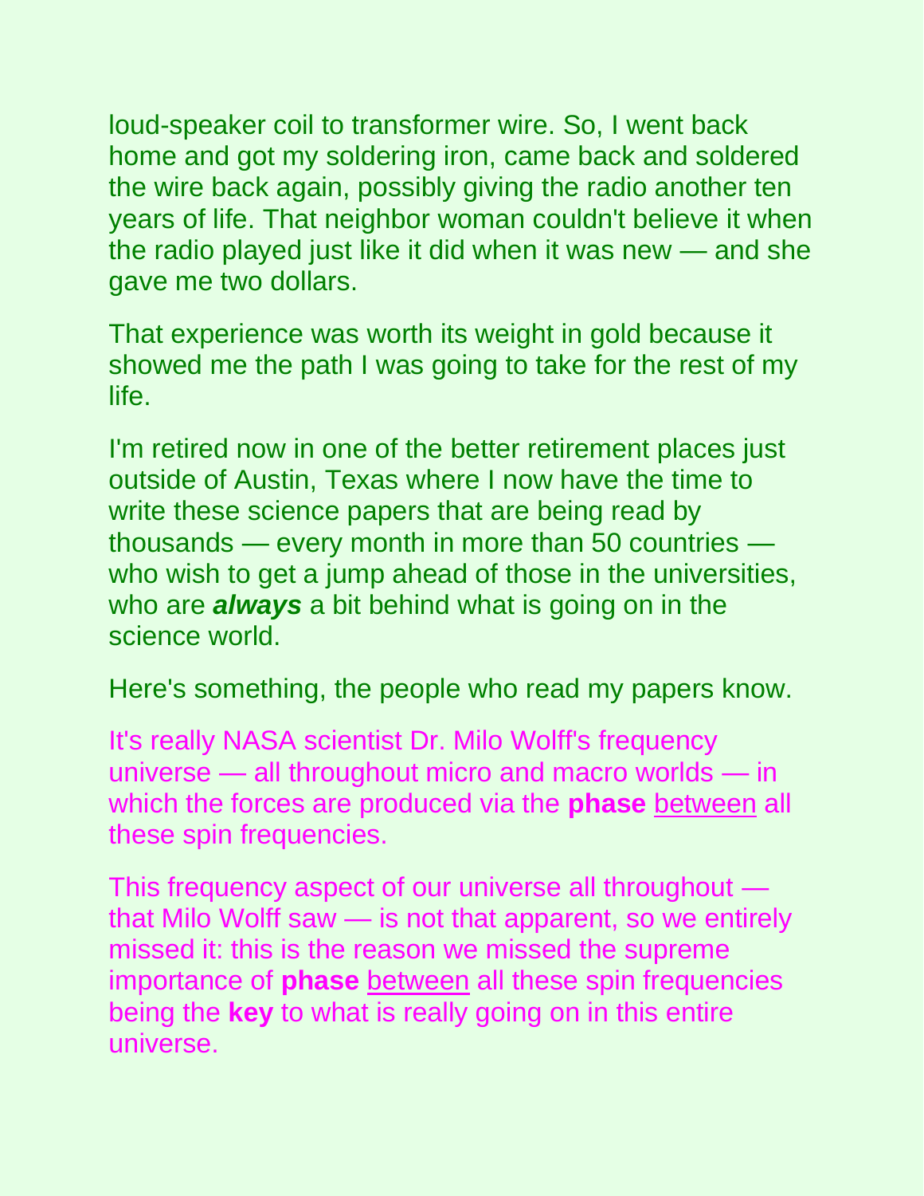loud-speaker coil to transformer wire. So, I went back home and got my soldering iron, came back and soldered the wire back again, possibly giving the radio another ten years of life. That neighbor woman couldn't believe it when the radio played just like it did when it was new — and she gave me two dollars.

That experience was worth its weight in gold because it showed me the path I was going to take for the rest of my life.

I'm retired now in one of the better retirement places just outside of Austin, Texas where I now have the time to write these science papers that are being read by thousands — every month in more than 50 countries — who wish to get a jump ahead of those in the universities, who are ***always*** a bit behind what is going on in the science world.

Here's something, the people who read my papers know.

It's really NASA scientist Dr. Milo Wolff's frequency universe — all throughout micro and macro worlds — in which the forces are produced via the **phase** <u>between</u> all these spin frequencies.

This frequency aspect of our universe all throughout — that Milo Wolff saw — is not that apparent, so we entirely missed it: this is the reason we missed the supreme importance of **phase** <u>between</u> all these spin frequencies being the **key** to what is really going on in this entire universe.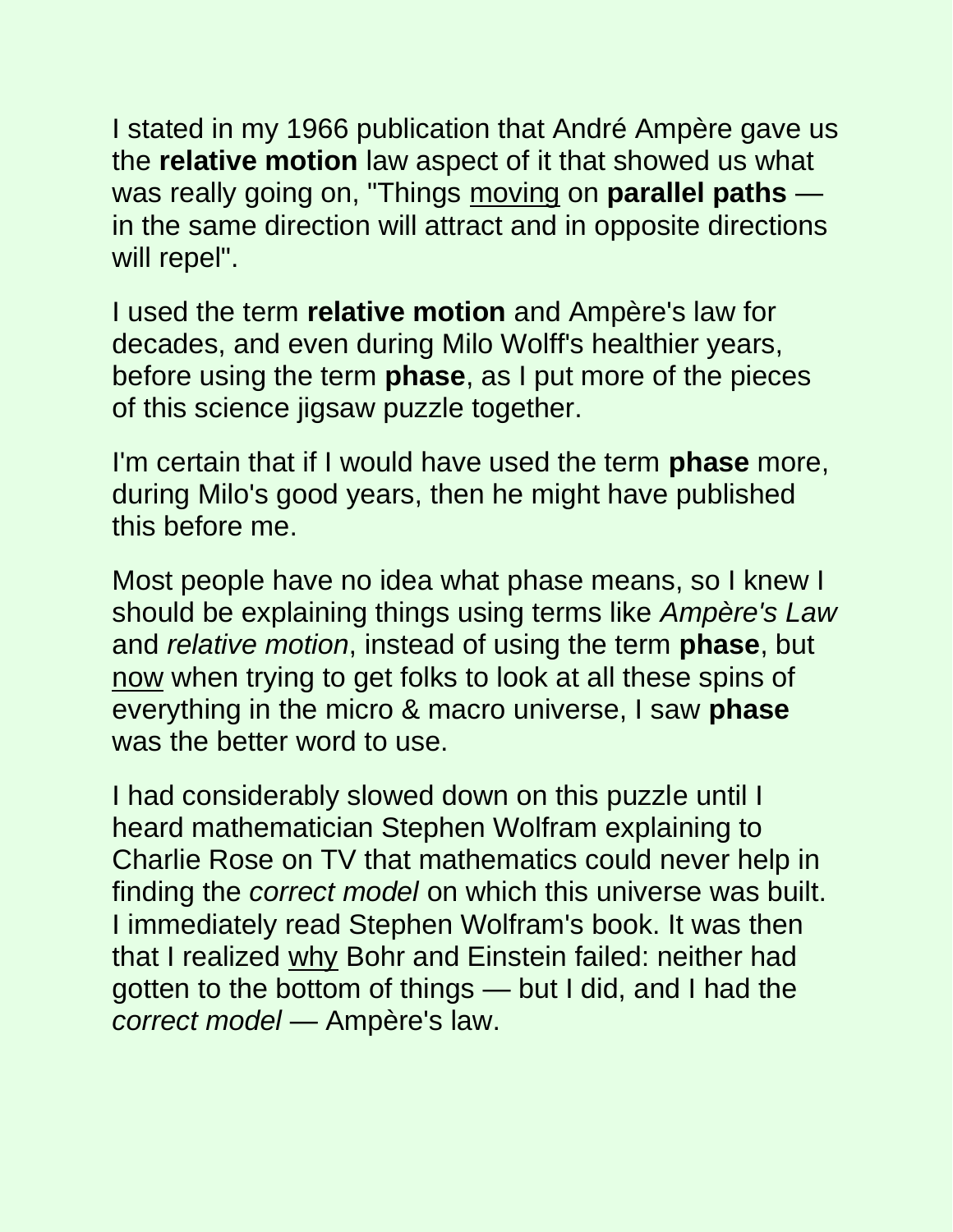I stated in my 1966 publication that André Ampère gave us the **relative motion** law aspect of it that showed us what was really going on, "Things <u>moving</u> on **parallel paths** — in the same direction will attract and in opposite directions will repel".

I used the term **relative motion** and Ampère's law for decades, and even during Milo Wolff's healthier years, before using the term **phase**, as I put more of the pieces of this science jigsaw puzzle together.

I'm certain that if I would have used the term **phase** more, during Milo's good years, then he might have published this before me.

Most people have no idea what phase means, so I knew I should be explaining things using terms like *Ampère's Law* and *relative motion*, instead of using the term **phase**, but <u>now</u> when trying to get folks to look at all these spins of everything in the micro & macro universe, I saw **phase** was the better word to use.

I had considerably slowed down on this puzzle until I heard mathematician Stephen Wolfram explaining to Charlie Rose on TV that mathematics could never help in finding the *correct model* on which this universe was built. I immediately read Stephen Wolfram's book. It was then that I realized <u>why</u> Bohr and Einstein failed: neither had gotten to the bottom of things — but I did, and I had the *correct model* — Ampère's law.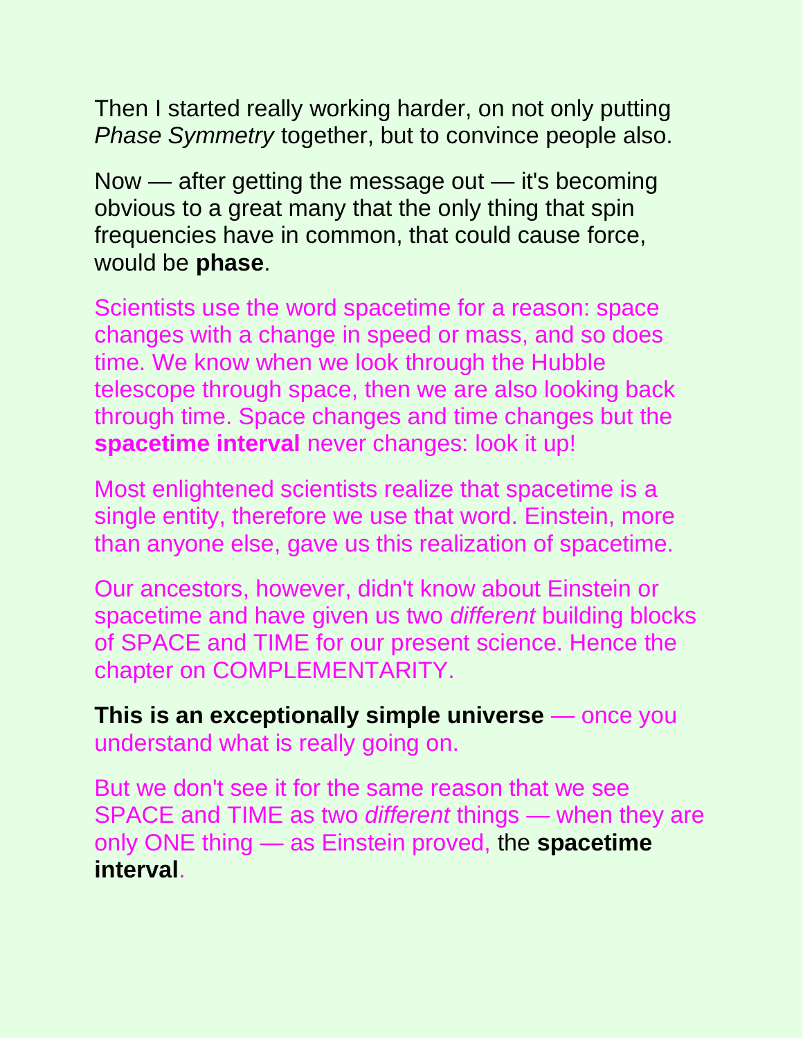Then I started really working harder, on not only putting *Phase Symmetry* together, but to convince people also.

Now — after getting the message out — it's becoming obvious to a great many that the only thing that spin frequencies have in common, that could cause force, would be **phase**.

Scientists use the word spacetime for a reason: space changes with a change in speed or mass, and so does time. We know when we look through the Hubble telescope through space, then we are also looking back through time. Space changes and time changes but the **spacetime interval** never changes: look it up!

Most enlightened scientists realize that spacetime is a single entity, therefore we use that word. Einstein, more than anyone else, gave us this realization of spacetime.

Our ancestors, however, didn't know about Einstein or spacetime and have given us two *different* building blocks of SPACE and TIME for our present science. Hence the chapter on COMPLEMENTARITY.

**This is an exceptionally simple universe** — once you understand what is really going on.

But we don't see it for the same reason that we see SPACE and TIME as two *different* things — when they are only ONE thing — as Einstein proved, the **spacetime interval**.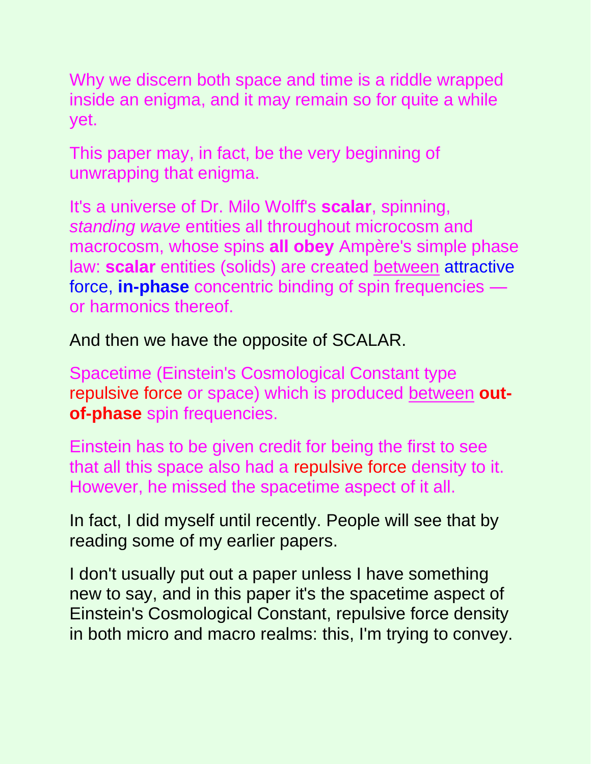Why we discern both space and time is a riddle wrapped inside an enigma, and it may remain so for quite a while yet.

This paper may, in fact, be the very beginning of unwrapping that enigma.

It's a universe of Dr. Milo Wolff's **scalar**, spinning, *standing wave* entities all throughout microcosm and macrocosm, whose spins **all obey** Ampère's simple phase law: **scalar** entities (solids) are created <u>between</u> attractive force, **in-phase** concentric binding of spin frequencies — or harmonics thereof.

And then we have the opposite of SCALAR.

Spacetime (Einstein's Cosmological Constant type repulsive force or space) which is produced <u>between</u> **out-of-phase** spin frequencies.

Einstein has to be given credit for being the first to see that all this space also had a repulsive force density to it. However, he missed the spacetime aspect of it all.

In fact, I did myself until recently. People will see that by reading some of my earlier papers.

I don't usually put out a paper unless I have something new to say, and in this paper it's the spacetime aspect of Einstein's Cosmological Constant, repulsive force density in both micro and macro realms: this, I'm trying to convey.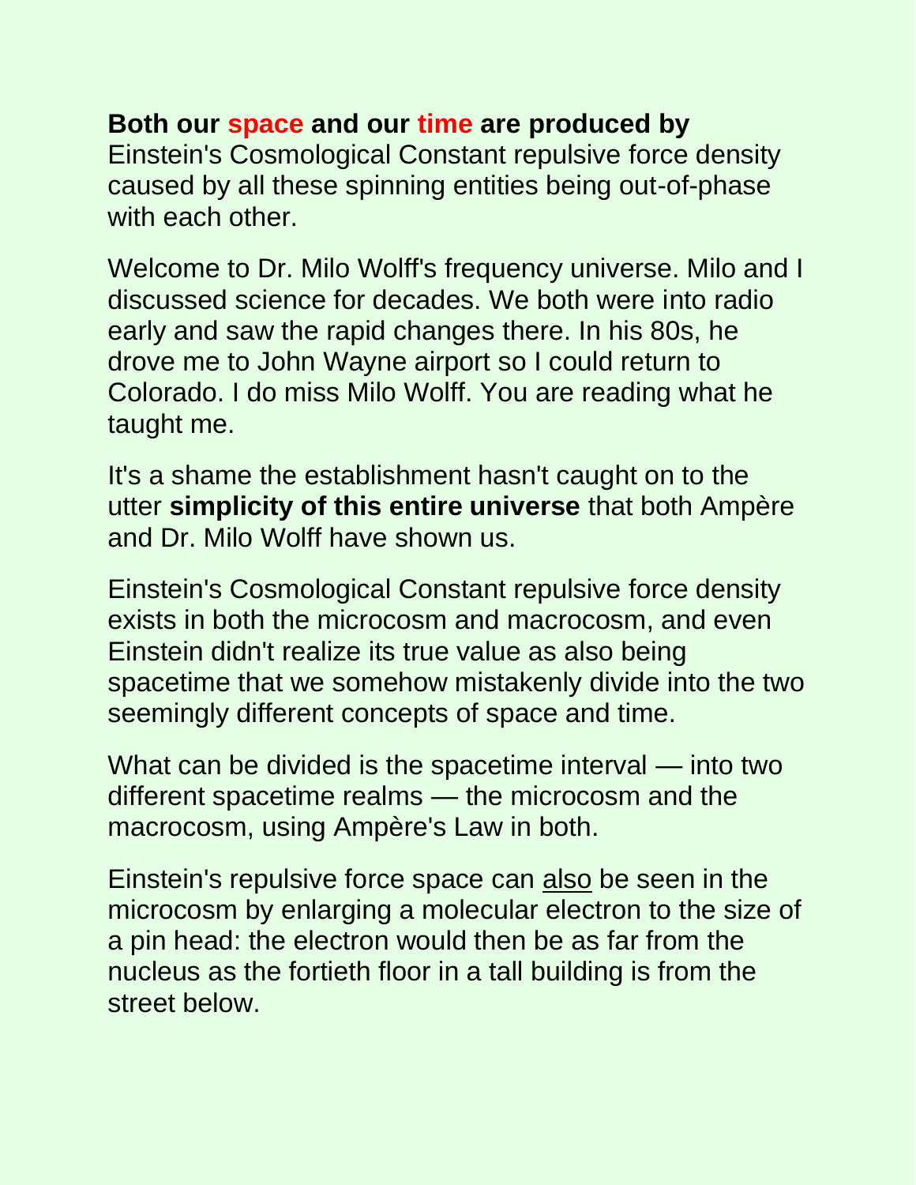**Both our space and our time are produced by** Einstein's Cosmological Constant repulsive force density caused by all these spinning entities being out-of-phase with each other.

Welcome to Dr. Milo Wolff's frequency universe. Milo and I discussed science for decades. We both were into radio early and saw the rapid changes there. In his 80s, he drove me to John Wayne airport so I could return to Colorado. I do miss Milo Wolff. You are reading what he taught me.

It's a shame the establishment hasn't caught on to the utter **simplicity of this entire universe** that both Ampère and Dr. Milo Wolff have shown us.

Einstein's Cosmological Constant repulsive force density exists in both the microcosm and macrocosm, and even Einstein didn't realize its true value as also being spacetime that we somehow mistakenly divide into the two seemingly different concepts of space and time.

What can be divided is the spacetime interval — into two different spacetime realms — the microcosm and the macrocosm, using Ampère's Law in both.

Einstein's repulsive force space can also be seen in the microcosm by enlarging a molecular electron to the size of a pin head: the electron would then be as far from the nucleus as the fortieth floor in a tall building is from the street below.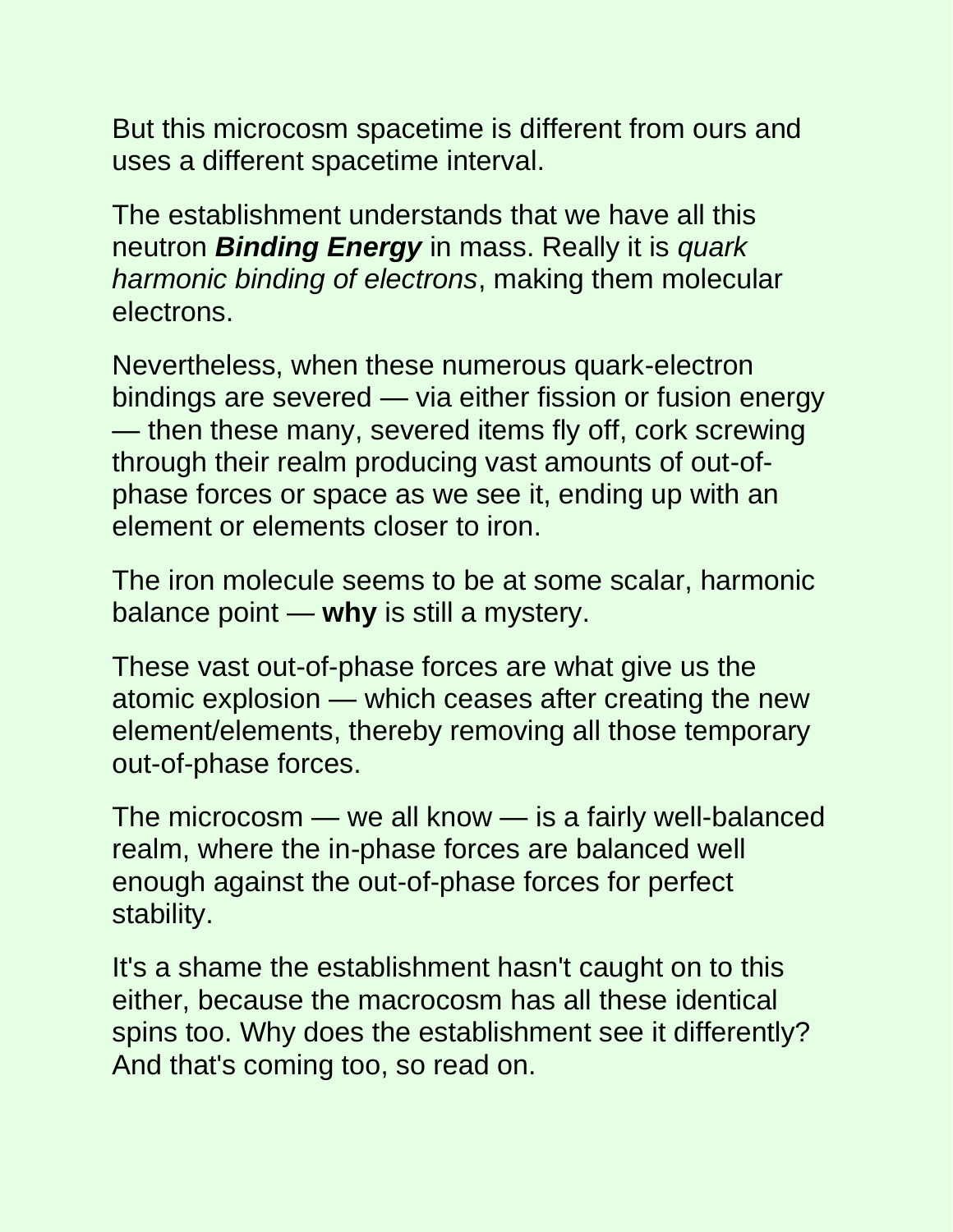But this microcosm spacetime is different from ours and uses a different spacetime interval.

The establishment understands that we have all this neutron ***Binding Energy*** in mass. Really it is *quark harmonic binding of electrons*, making them molecular electrons.

Nevertheless, when these numerous quark-electron bindings are severed — via either fission or fusion energy — then these many, severed items fly off, cork screwing through their realm producing vast amounts of out-of-phase forces or space as we see it, ending up with an element or elements closer to iron.

The iron molecule seems to be at some scalar, harmonic balance point — **why** is still a mystery.

These vast out-of-phase forces are what give us the atomic explosion — which ceases after creating the new element/elements, thereby removing all those temporary out-of-phase forces.

The microcosm — we all know — is a fairly well-balanced realm, where the in-phase forces are balanced well enough against the out-of-phase forces for perfect stability.

It's a shame the establishment hasn't caught on to this either, because the macrocosm has all these identical spins too. Why does the establishment see it differently? And that's coming too, so read on.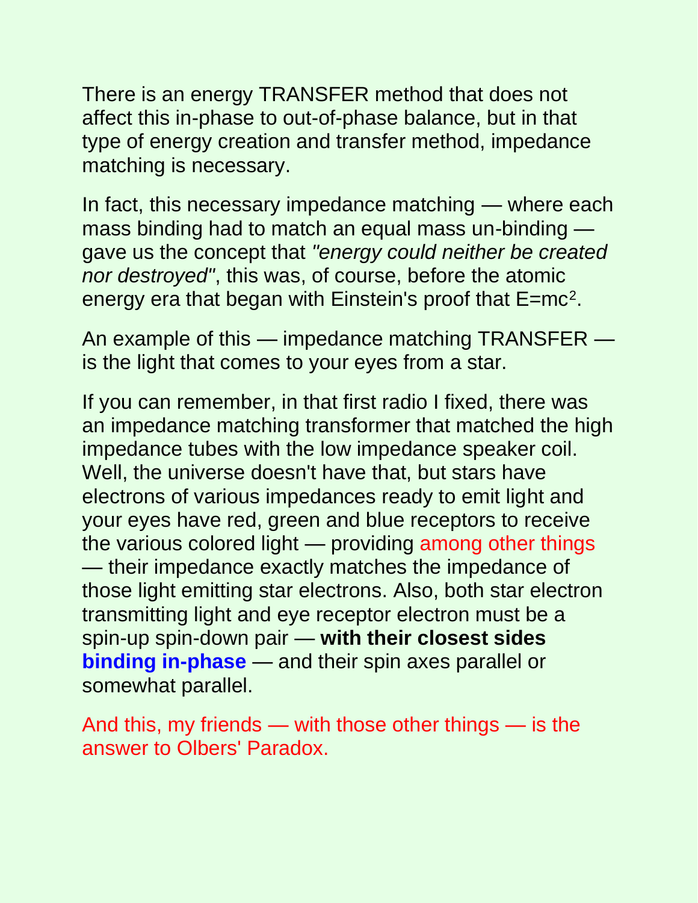There is an energy TRANSFER method that does not affect this in-phase to out-of-phase balance, but in that type of energy creation and transfer method, impedance matching is necessary.

In fact, this necessary impedance matching — where each mass binding had to match an equal mass un-binding — gave us the concept that *"energy could neither be created nor destroyed"*, this was, of course, before the atomic energy era that began with Einstein's proof that $E=mc^2$.

An example of this — impedance matching TRANSFER — is the light that comes to your eyes from a star.

If you can remember, in that first radio I fixed, there was an impedance matching transformer that matched the high impedance tubes with the low impedance speaker coil. Well, the universe doesn't have that, but stars have electrons of various impedances ready to emit light and your eyes have red, green and blue receptors to receive the various colored light — providing among other things — their impedance exactly matches the impedance of those light emitting star electrons. Also, both star electron transmitting light and eye receptor electron must be a spin-up spin-down pair — **with their closest sides binding in-phase** — and their spin axes parallel or somewhat parallel.

And this, my friends — with those other things — is the answer to Olbers' Paradox.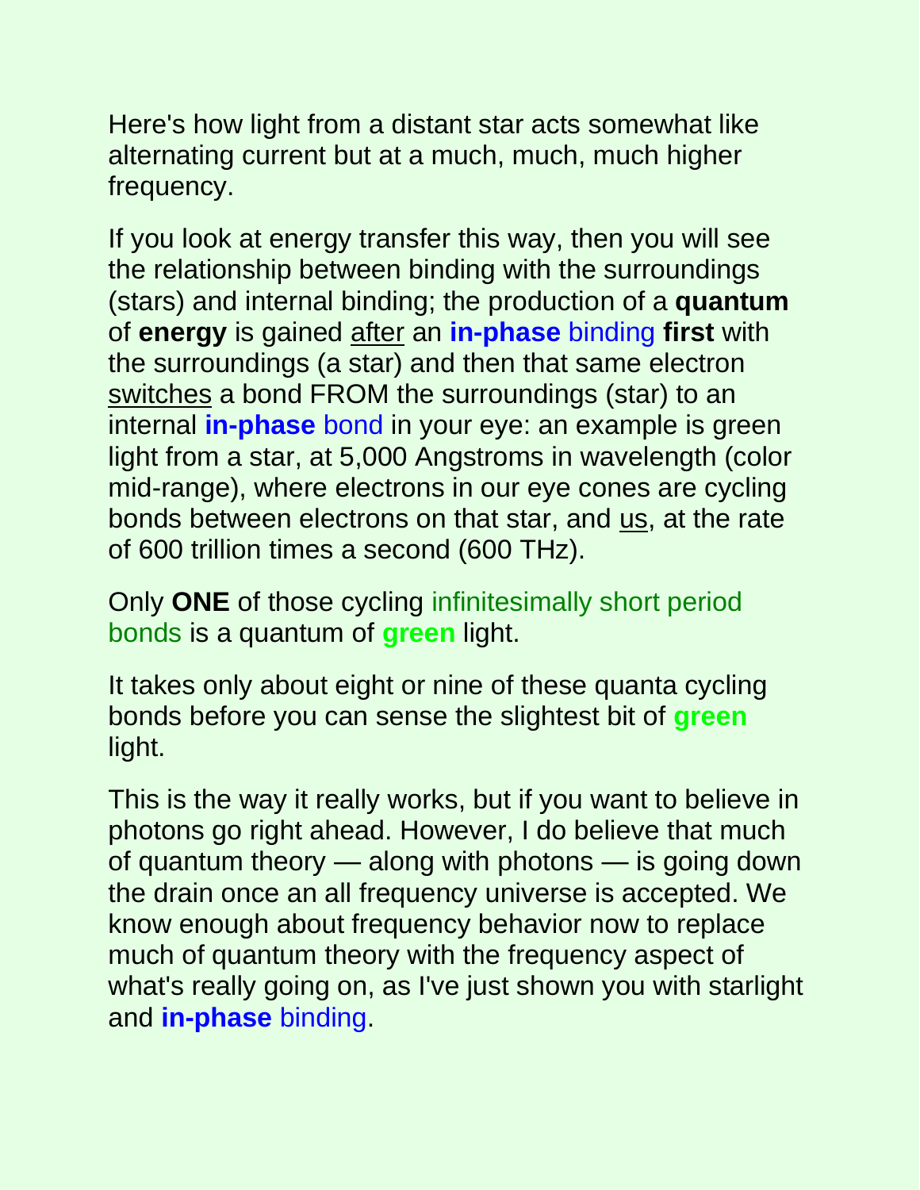Here's how light from a distant star acts somewhat like alternating current but at a much, much, much higher frequency.

If you look at energy transfer this way, then you will see the relationship between binding with the surroundings (stars) and internal binding; the production of a **quantum** of **energy** is gained after an **in-phase** binding **first** with the surroundings (a star) and then that same electron switches a bond FROM the surroundings (star) to an internal **in-phase** bond in your eye: an example is green light from a star, at 5,000 Angstroms in wavelength (color mid-range), where electrons in our eye cones are cycling bonds between electrons on that star, and us, at the rate of 600 trillion times a second (600 THz).

Only **ONE** of those cycling infinitesimally short period bonds is a quantum of **green** light.

It takes only about eight or nine of these quanta cycling bonds before you can sense the slightest bit of **green** light.

This is the way it really works, but if you want to believe in photons go right ahead. However, I do believe that much of quantum theory — along with photons — is going down the drain once an all frequency universe is accepted. We know enough about frequency behavior now to replace much of quantum theory with the frequency aspect of what's really going on, as I've just shown you with starlight and **in-phase** binding.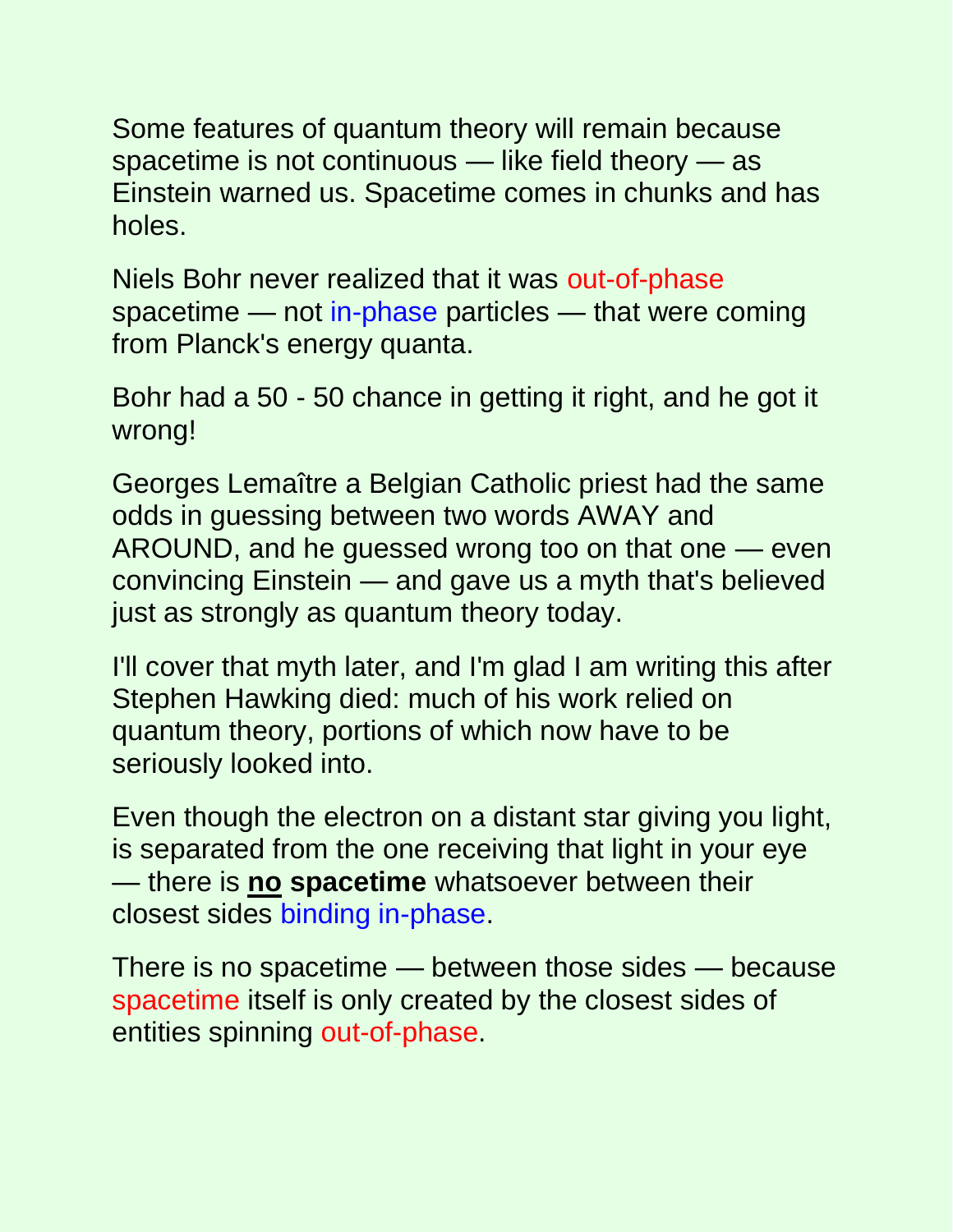Some features of quantum theory will remain because spacetime is not continuous — like field theory — as Einstein warned us. Spacetime comes in chunks and has holes.

Niels Bohr never realized that it was out-of-phase spacetime — not in-phase particles — that were coming from Planck's energy quanta.

Bohr had a 50 - 50 chance in getting it right, and he got it wrong!

Georges Lemaître a Belgian Catholic priest had the same odds in guessing between two words AWAY and AROUND, and he guessed wrong too on that one — even convincing Einstein — and gave us a myth that's believed just as strongly as quantum theory today.

I'll cover that myth later, and I'm glad I am writing this after Stephen Hawking died: much of his work relied on quantum theory, portions of which now have to be seriously looked into.

Even though the electron on a distant star giving you light, is separated from the one receiving that light in your eye — there is **<u>no</u> spacetime** whatsoever between their closest sides binding in-phase.

There is no spacetime — between those sides — because spacetime itself is only created by the closest sides of entities spinning out-of-phase.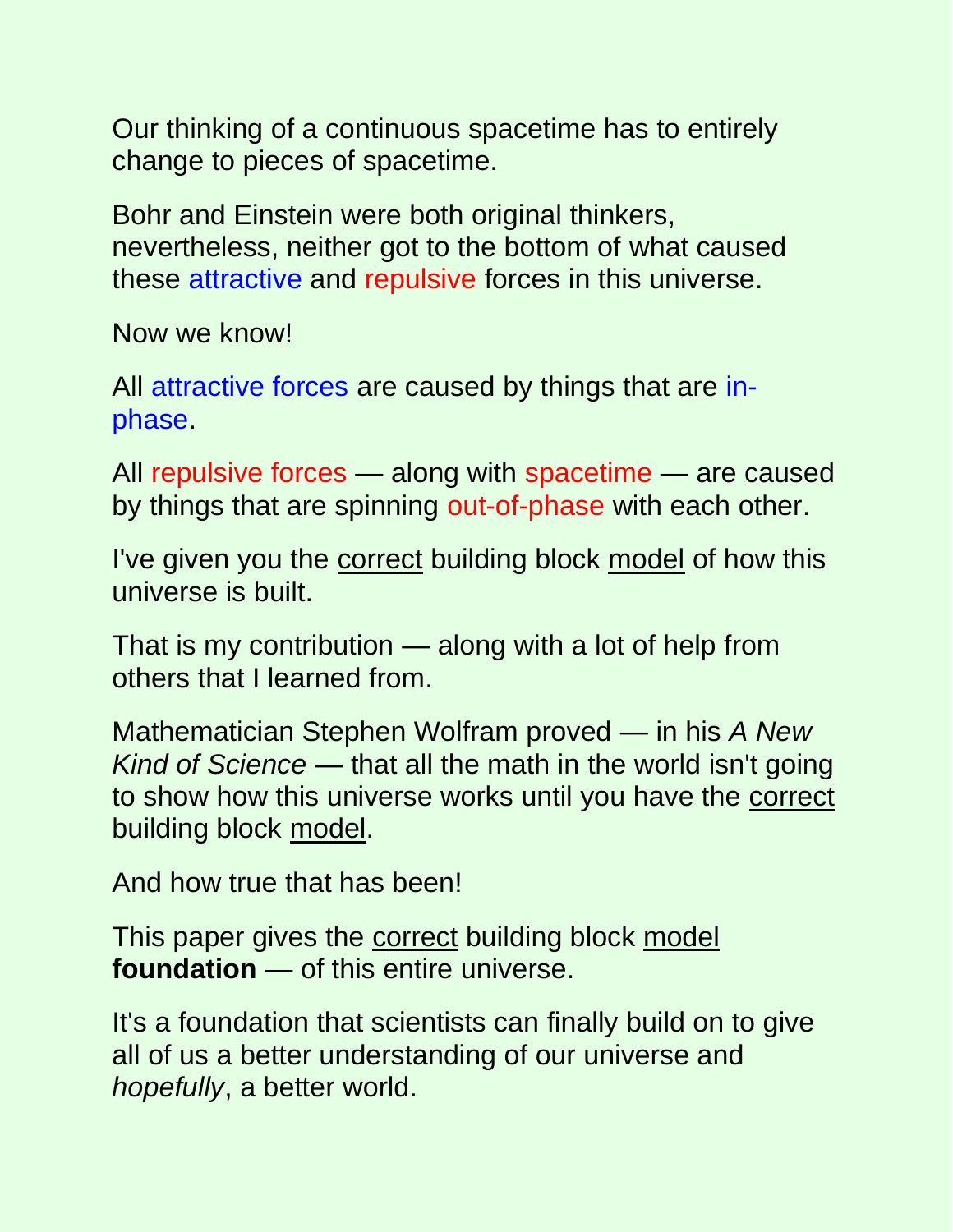Our thinking of a continuous spacetime has to entirely change to pieces of spacetime.

Bohr and Einstein were both original thinkers, nevertheless, neither got to the bottom of what caused these attractive and repulsive forces in this universe.

Now we know!

All attractive forces are caused by things that are in-phase.

All repulsive forces — along with spacetime — are caused by things that are spinning out-of-phase with each other.

I've given you the correct building block model of how this universe is built.

That is my contribution — along with a lot of help from others that I learned from.

Mathematician Stephen Wolfram proved — in his *A New Kind of Science* — that all the math in the world isn't going to show how this universe works until you have the correct building block model.

And how true that has been!

This paper gives the correct building block model **foundation** — of this entire universe.

It's a foundation that scientists can finally build on to give all of us a better understanding of our universe and *hopefully*, a better world.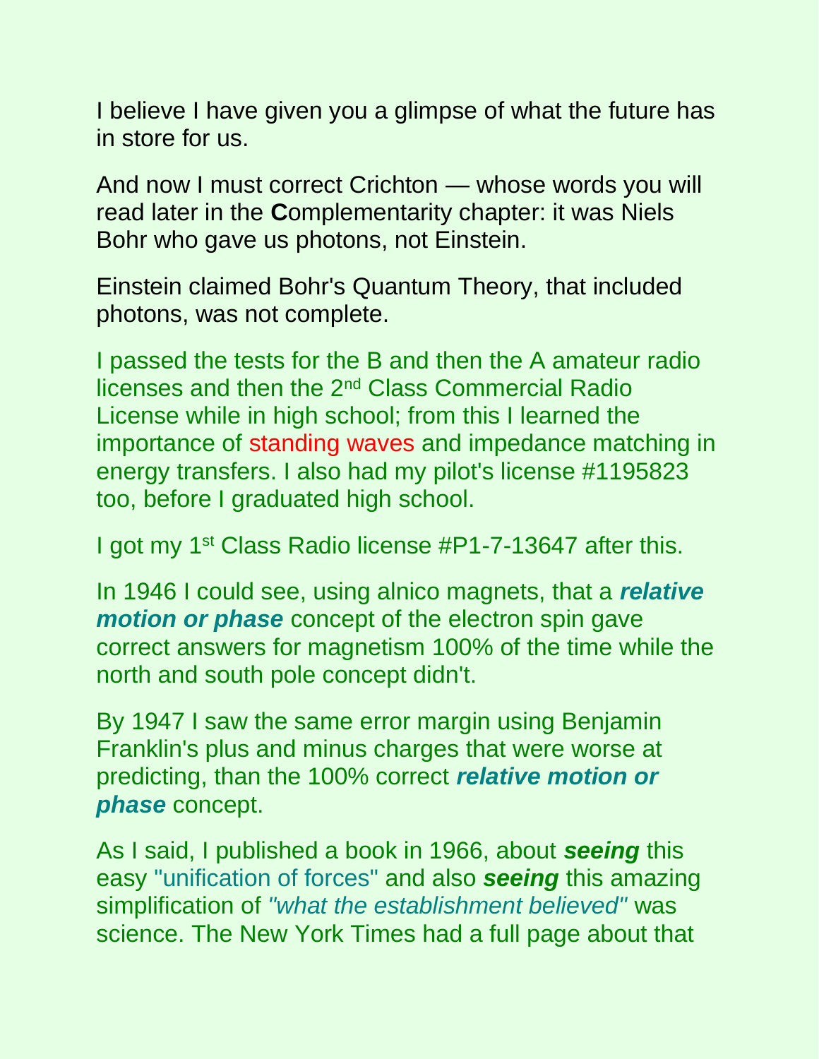I believe I have given you a glimpse of what the future has in store for us.

And now I must correct Crichton — whose words you will read later in the **C**omplementarity chapter: it was Niels Bohr who gave us photons, not Einstein.

Einstein claimed Bohr's Quantum Theory, that included photons, was not complete.

I passed the tests for the B and then the A amateur radio licenses and then the 2nd Class Commercial Radio License while in high school; from this I learned the importance of standing waves and impedance matching in energy transfers. I also had my pilot's license #1195823 too, before I graduated high school.

I got my 1st Class Radio license #P1-7-13647 after this.

In 1946 I could see, using alnico magnets, that a ***relative motion or phase*** concept of the electron spin gave correct answers for magnetism 100% of the time while the north and south pole concept didn't.

By 1947 I saw the same error margin using Benjamin Franklin's plus and minus charges that were worse at predicting, than the 100% correct ***relative motion or phase*** concept.

As I said, I published a book in 1966, about ***seeing*** this easy "unification of forces" and also ***seeing*** this amazing simplification of *"what the establishment believed"* was science. The New York Times had a full page about that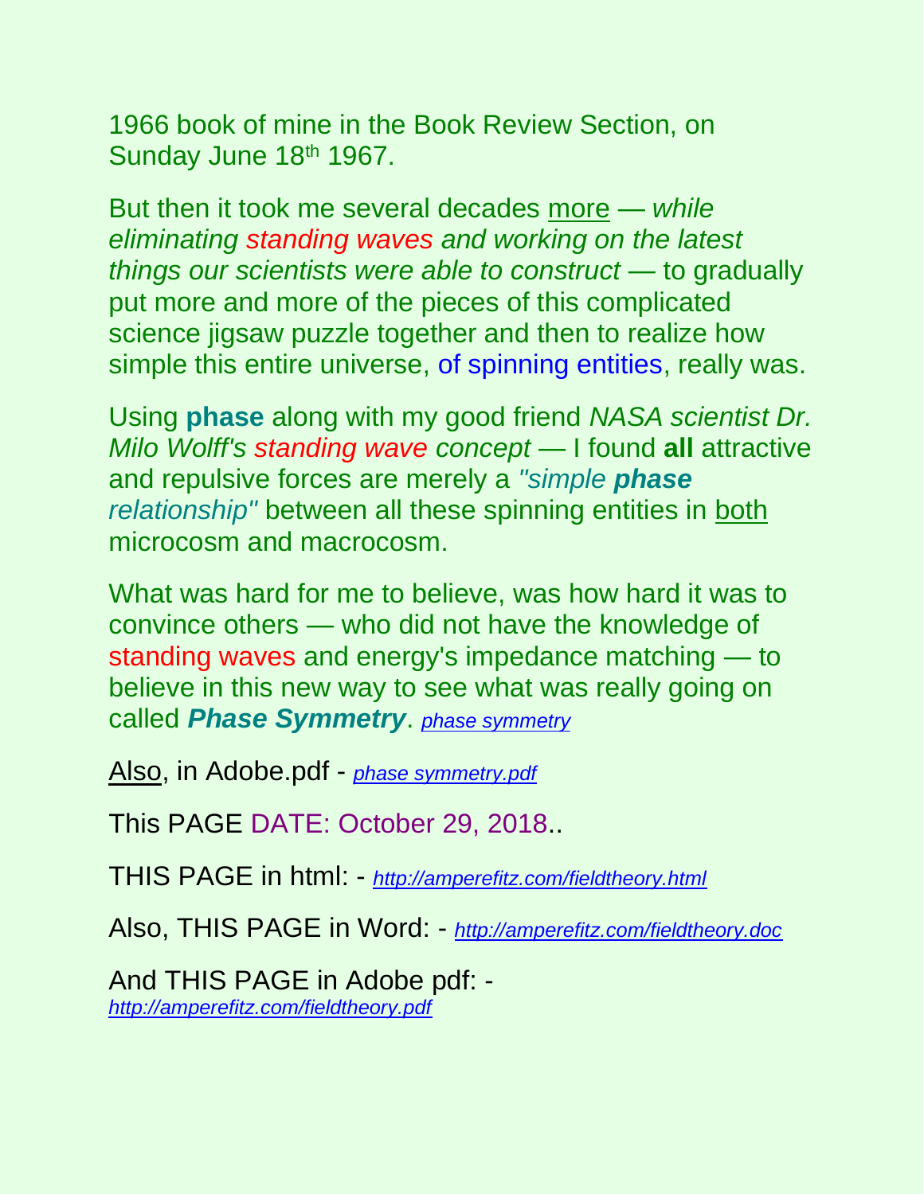1966 book of mine in the Book Review Section, on Sunday June 18th 1967.

But then it took me several decades more — *while eliminating standing waves and working on the latest things our scientists were able to construct* — to gradually put more and more of the pieces of this complicated science jigsaw puzzle together and then to realize how simple this entire universe, of spinning entities, really was.

Using **phase** along with my good friend *NASA scientist Dr. Milo Wolff's standing wave concept* — I found **all** attractive and repulsive forces are merely a *"simple **phase** relationship"* between all these spinning entities in both microcosm and macrocosm.

What was hard for me to believe, was how hard it was to convince others — who did not have the knowledge of standing waves and energy's impedance matching — to believe in this new way to see what was really going on called ***Phase Symmetry***. *phase symmetry*

Also, in Adobe.pdf - *phase symmetry.pdf*

This PAGE DATE: October 29, 2018..

THIS PAGE in html: - *http://amperefitz.com/fieldtheory.html*

Also, THIS PAGE in Word: - *http://amperefitz.com/fieldtheory.doc*

And THIS PAGE in Adobe pdf: - *http://amperefitz.com/fieldtheory.pdf*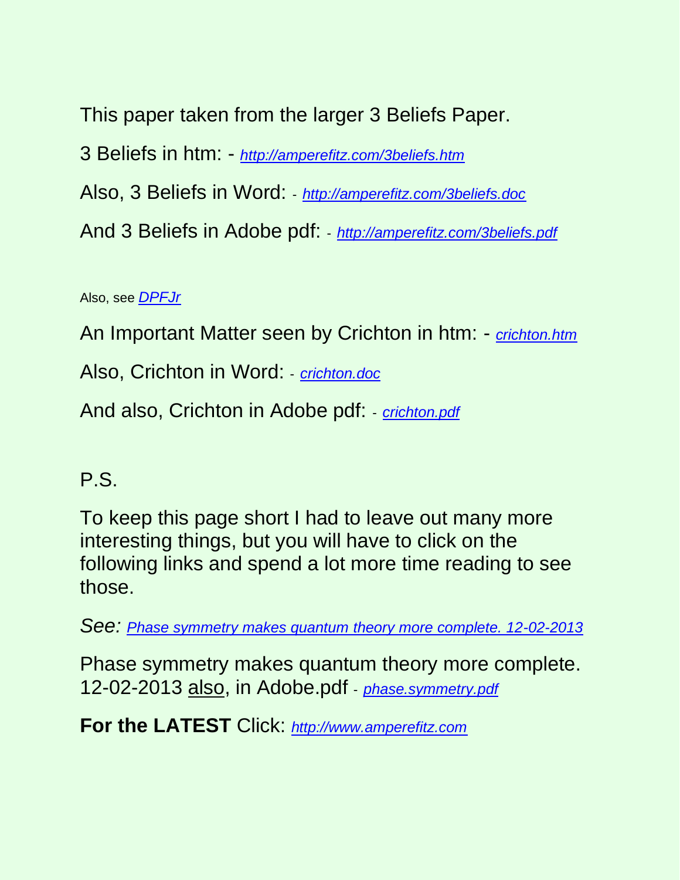This paper taken from the larger 3 Beliefs Paper.

3 Beliefs in htm: - *http://amperefitz.com/3beliefs.htm*

Also, 3 Beliefs in Word: - *http://amperefitz.com/3beliefs.doc*

And 3 Beliefs in Adobe pdf: - *http://amperefitz.com/3beliefs.pdf*

Also, see *DPFJr*

An Important Matter seen by Crichton in htm: - *crichton.htm*

Also, Crichton in Word: - *crichton.doc*

And also, Crichton in Adobe pdf: - *crichton.pdf*

P.S.

To keep this page short I had to leave out many more interesting things, but you will have to click on the following links and spend a lot more time reading to see those.

*See: Phase symmetry makes quantum theory more complete. 12-02-2013*

Phase symmetry makes quantum theory more complete. 12-02-2013 also, in Adobe.pdf - *phase.symmetry.pdf*

**For the LATEST** Click: *http://www.amperefitz.com*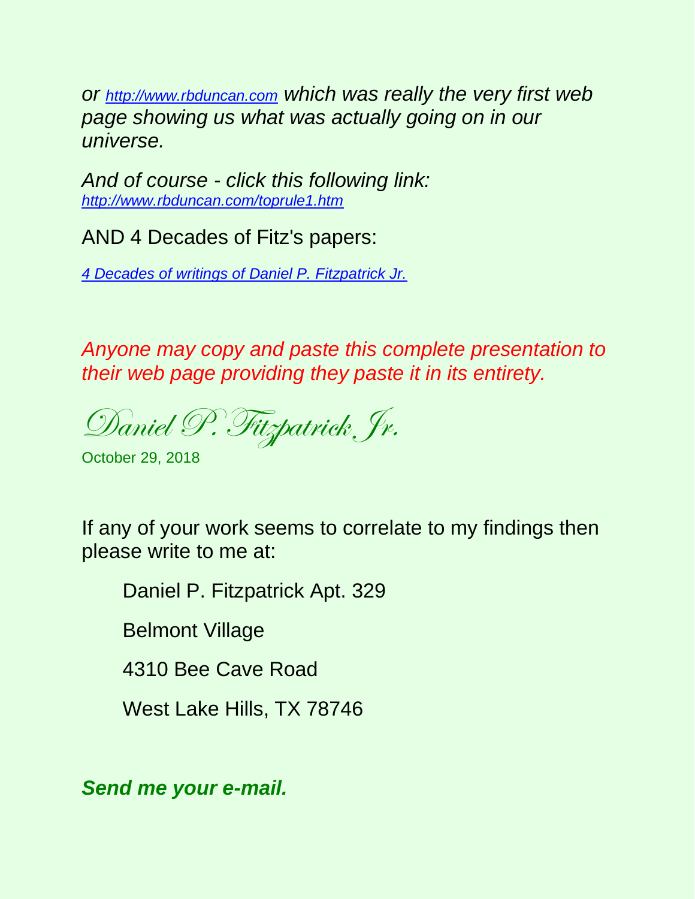*or [http://www.rbduncan.com](http://www.rbduncan.com) which was really the very first web page showing us what was actually going on in our universe.*

*And of course - click this following link:*
*[http://www.rbduncan.com/toprule1.htm](http://www.rbduncan.com/toprule1.htm)*

AND 4 Decades of Fitz's papers:

*4 Decades of writings of Daniel P. Fitzpatrick Jr.*

*Anyone may copy and paste this complete presentation to their web page providing they paste it in its entirety.*

*Daniel P. Fitzpatrick Jr.*

October 29, 2018

If any of your work seems to correlate to my findings then please write to me at:

Daniel P. Fitzpatrick Apt. 329

Belmont Village

4310 Bee Cave Road

West Lake Hills, TX 78746

***Send me your e-mail.***